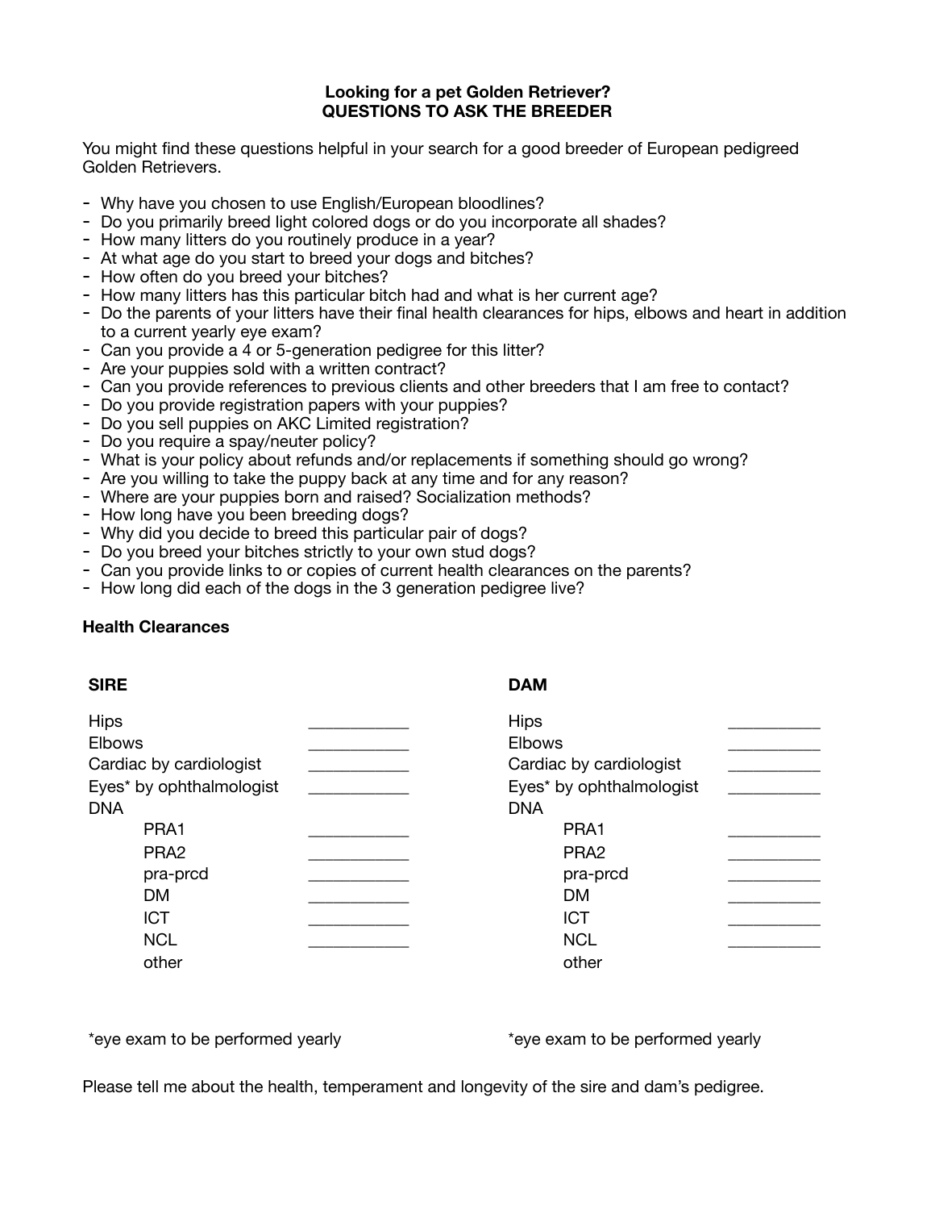**Looking for a pet Golden Retriever?**
**QUESTIONS TO ASK THE BREEDER**

You might find these questions helpful in your search for a good breeder of European pedigreed Golden Retrievers.

- Why have you chosen to use English/European bloodlines?
- Do you primarily breed light colored dogs or do you incorporate all shades?
- How many litters do you routinely produce in a year?
- At what age do you start to breed your dogs and bitches?
- How often do you breed your bitches?
- How many litters has this particular bitch had and what is her current age?
- Do the parents of your litters have their final health clearances for hips, elbows and heart in addition to a current yearly eye exam?
- Can you provide a 4 or 5-generation pedigree for this litter?
- Are your puppies sold with a written contract?
- Can you provide references to previous clients and other breeders that I am free to contact?
- Do you provide registration papers with your puppies?
- Do you sell puppies on AKC Limited registration?
- Do you require a spay/neuter policy?
- What is your policy about refunds and/or replacements if something should go wrong?
- Are you willing to take the puppy back at any time and for any reason?
- Where are your puppies born and raised? Socialization methods?
- How long have you been breeding dogs?
- Why did you decide to breed this particular pair of dogs?
- Do you breed your bitches strictly to your own stud dogs?
- Can you provide links to or copies of current health clearances on the parents?
- How long did each of the dogs in the 3 generation pedigree live?

**Health Clearances**

| **SIRE** | | **DAM** | |
|---|---|---|---|
| Hips | ___________ | Hips | __________ |
| Elbows | ___________ | Elbows | __________ |
| Cardiac by cardiologist | ___________ | Cardiac by cardiologist | __________ |
| Eyes* by ophthalmologist | ___________ | Eyes* by ophthalmologist | __________ |
| DNA | | DNA | |
| PRA1 | ___________ | PRA1 | __________ |
| PRA2 | ___________ | PRA2 | __________ |
| pra-prcd | ___________ | pra-prcd | __________ |
| DM | ___________ | DM | __________ |
| ICT | ___________ | ICT | __________ |
| NCL | ___________ | NCL | __________ |
| other | | other | |

*eye exam to be performed yearly

*eye exam to be performed yearly

Please tell me about the health, temperament and longevity of the sire and dam's pedigree.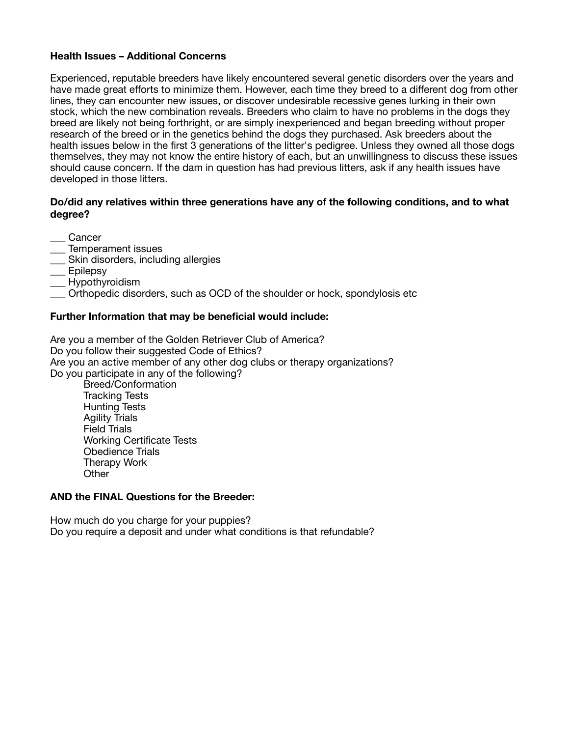**Health Issues – Additional Concerns**

Experienced, reputable breeders have likely encountered several genetic disorders over the years and have made great efforts to minimize them. However, each time they breed to a different dog from other lines, they can encounter new issues, or discover undesirable recessive genes lurking in their own stock, which the new combination reveals. Breeders who claim to have no problems in the dogs they breed are likely not being forthright, or are simply inexperienced and began breeding without proper research of the breed or in the genetics behind the dogs they purchased. Ask breeders about the health issues below in the first 3 generations of the litter's pedigree. Unless they owned all those dogs themselves, they may not know the entire history of each, but an unwillingness to discuss these issues should cause concern. If the dam in question has had previous litters, ask if any health issues have developed in those litters.

**Do/did any relatives within three generations have any of the following conditions, and to what degree?**

___ Cancer
___ Temperament issues
___ Skin disorders, including allergies
___ Epilepsy
___ Hypothyroidism
___ Orthopedic disorders, such as OCD of the shoulder or hock, spondylosis etc

**Further Information that may be beneficial would include:**

Are you a member of the Golden Retriever Club of America?
Do you follow their suggested Code of Ethics?
Are you an active member of any other dog clubs or therapy organizations?
Do you participate in any of the following?

- Breed/Conformation
- Tracking Tests
- Hunting Tests
- Agility Trials
- Field Trials
- Working Certificate Tests
- Obedience Trials
- Therapy Work
- Other

**AND the FINAL Questions for the Breeder:**

How much do you charge for your puppies?
Do you require a deposit and under what conditions is that refundable?